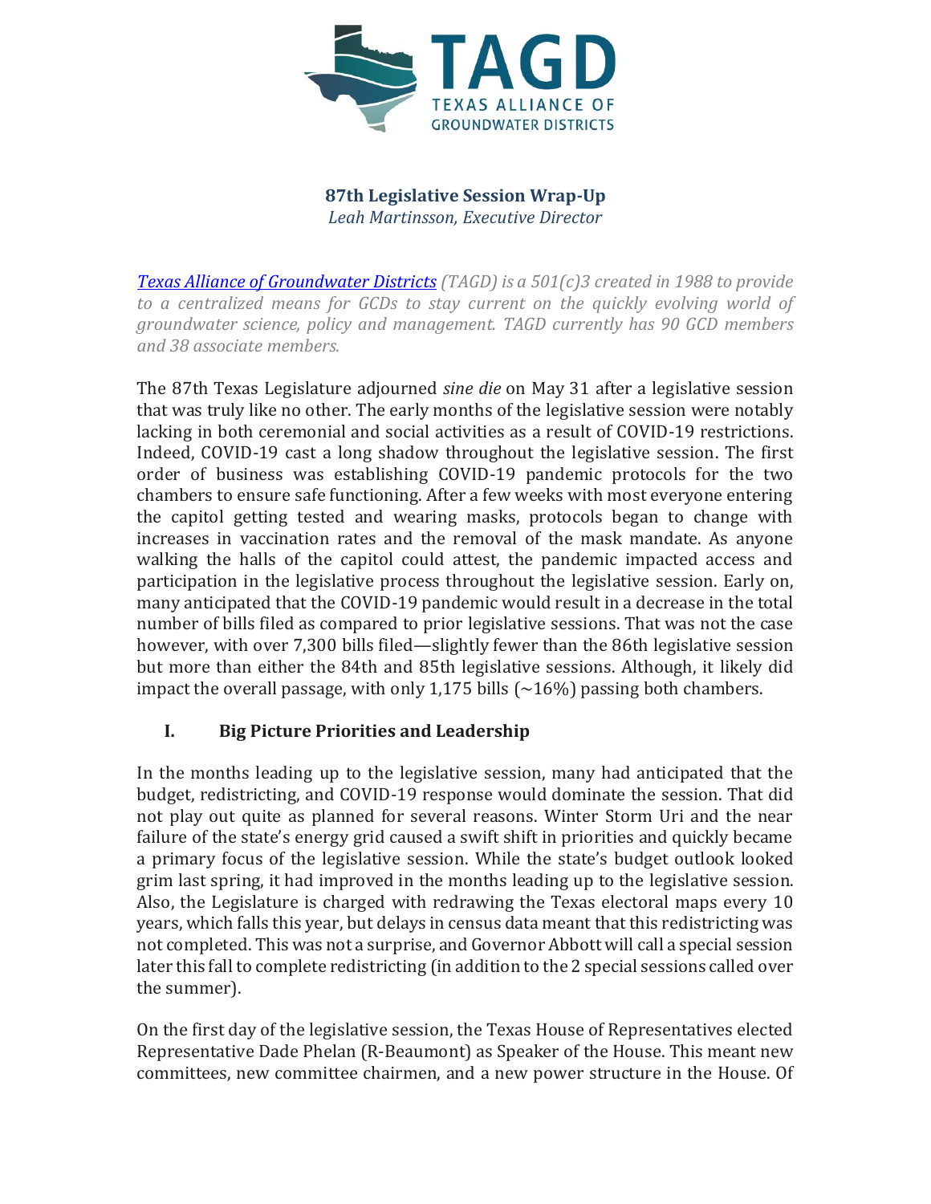**87th Legislative Session Wrap-Up**

*Leah Martinsson, Executive Director*

*[Texas Alliance of Groundwater Districts](#) (TAGD) is a 501(c)3 created in 1988 to provide to a centralized means for GCDs to stay current on the quickly evolving world of groundwater science, policy and management. TAGD currently has 90 GCD members and 38 associate members.*

The 87th Texas Legislature adjourned *sine die* on May 31 after a legislative session that was truly like no other. The early months of the legislative session were notably lacking in both ceremonial and social activities as a result of COVID-19 restrictions. Indeed, COVID-19 cast a long shadow throughout the legislative session. The first order of business was establishing COVID-19 pandemic protocols for the two chambers to ensure safe functioning. After a few weeks with most everyone entering the capitol getting tested and wearing masks, protocols began to change with increases in vaccination rates and the removal of the mask mandate. As anyone walking the halls of the capitol could attest, the pandemic impacted access and participation in the legislative process throughout the legislative session. Early on, many anticipated that the COVID-19 pandemic would result in a decrease in the total number of bills filed as compared to prior legislative sessions. That was not the case however, with over 7,300 bills filed—slightly fewer than the 86th legislative session but more than either the 84th and 85th legislative sessions. Although, it likely did impact the overall passage, with only 1,175 bills (~16%) passing both chambers.

## I. Big Picture Priorities and Leadership

In the months leading up to the legislative session, many had anticipated that the budget, redistricting, and COVID-19 response would dominate the session. That did not play out quite as planned for several reasons. Winter Storm Uri and the near failure of the state's energy grid caused a swift shift in priorities and quickly became a primary focus of the legislative session. While the state's budget outlook looked grim last spring, it had improved in the months leading up to the legislative session. Also, the Legislature is charged with redrawing the Texas electoral maps every 10 years, which falls this year, but delays in census data meant that this redistricting was not completed. This was not a surprise, and Governor Abbott will call a special session later this fall to complete redistricting (in addition to the 2 special sessions called over the summer).

On the first day of the legislative session, the Texas House of Representatives elected Representative Dade Phelan (R-Beaumont) as Speaker of the House. This meant new committees, new committee chairmen, and a new power structure in the House. Of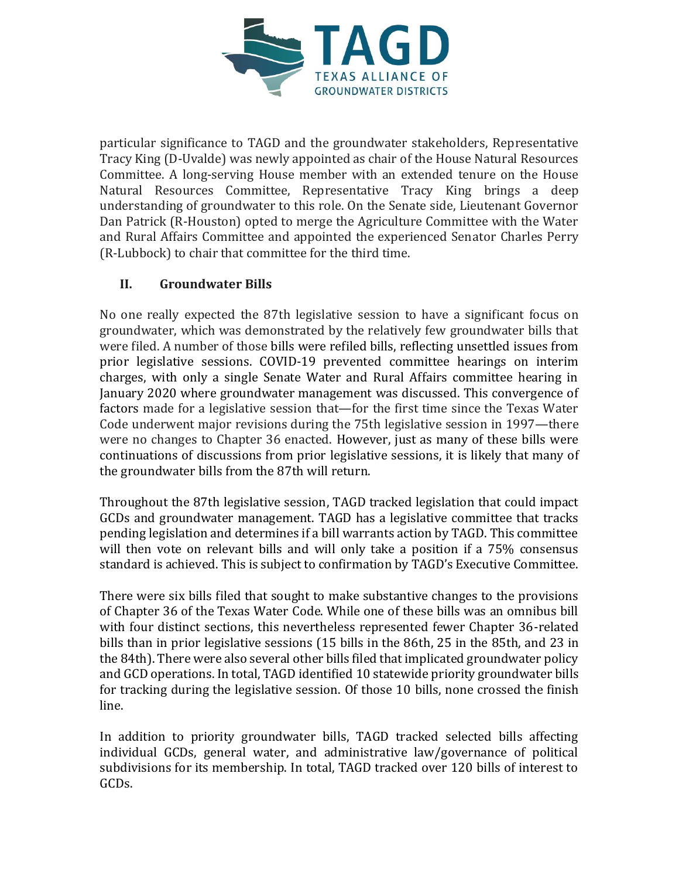particular significance to TAGD and the groundwater stakeholders, Representative Tracy King (D-Uvalde) was newly appointed as chair of the House Natural Resources Committee. A long-serving House member with an extended tenure on the House Natural Resources Committee, Representative Tracy King brings a deep understanding of groundwater to this role. On the Senate side, Lieutenant Governor Dan Patrick (R-Houston) opted to merge the Agriculture Committee with the Water and Rural Affairs Committee and appointed the experienced Senator Charles Perry (R-Lubbock) to chair that committee for the third time.

## II. Groundwater Bills

No one really expected the 87th legislative session to have a significant focus on groundwater, which was demonstrated by the relatively few groundwater bills that were filed. A number of those bills were refiled bills, reflecting unsettled issues from prior legislative sessions. COVID-19 prevented committee hearings on interim charges, with only a single Senate Water and Rural Affairs committee hearing in January 2020 where groundwater management was discussed. This convergence of factors made for a legislative session that—for the first time since the Texas Water Code underwent major revisions during the 75th legislative session in 1997—there were no changes to Chapter 36 enacted. However, just as many of these bills were continuations of discussions from prior legislative sessions, it is likely that many of the groundwater bills from the 87th will return.

Throughout the 87th legislative session, TAGD tracked legislation that could impact GCDs and groundwater management. TAGD has a legislative committee that tracks pending legislation and determines if a bill warrants action by TAGD. This committee will then vote on relevant bills and will only take a position if a 75% consensus standard is achieved. This is subject to confirmation by TAGD's Executive Committee.

There were six bills filed that sought to make substantive changes to the provisions of Chapter 36 of the Texas Water Code. While one of these bills was an omnibus bill with four distinct sections, this nevertheless represented fewer Chapter 36-related bills than in prior legislative sessions (15 bills in the 86th, 25 in the 85th, and 23 in the 84th). There were also several other bills filed that implicated groundwater policy and GCD operations. In total, TAGD identified 10 statewide priority groundwater bills for tracking during the legislative session. Of those 10 bills, none crossed the finish line.

In addition to priority groundwater bills, TAGD tracked selected bills affecting individual GCDs, general water, and administrative law/governance of political subdivisions for its membership. In total, TAGD tracked over 120 bills of interest to GCDs.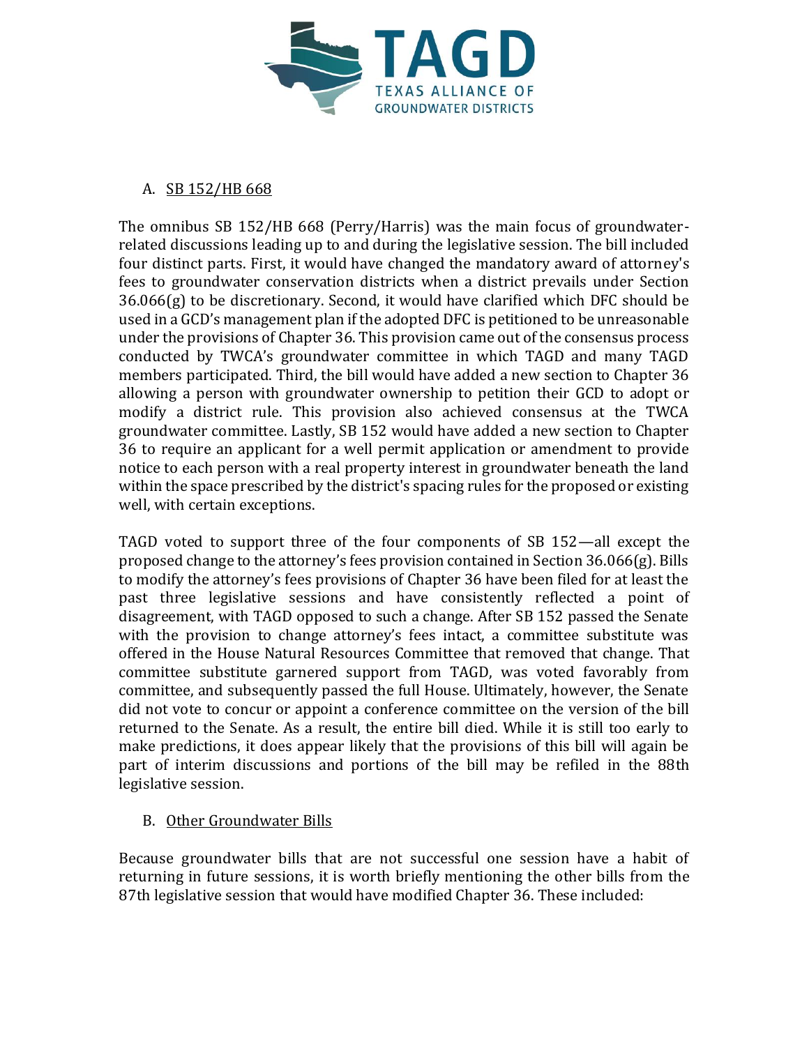A. SB 152/HB 668

The omnibus SB 152/HB 668 (Perry/Harris) was the main focus of groundwater-related discussions leading up to and during the legislative session. The bill included four distinct parts. First, it would have changed the mandatory award of attorney's fees to groundwater conservation districts when a district prevails under Section 36.066(g) to be discretionary. Second, it would have clarified which DFC should be used in a GCD's management plan if the adopted DFC is petitioned to be unreasonable under the provisions of Chapter 36. This provision came out of the consensus process conducted by TWCA's groundwater committee in which TAGD and many TAGD members participated. Third, the bill would have added a new section to Chapter 36 allowing a person with groundwater ownership to petition their GCD to adopt or modify a district rule. This provision also achieved consensus at the TWCA groundwater committee. Lastly, SB 152 would have added a new section to Chapter 36 to require an applicant for a well permit application or amendment to provide notice to each person with a real property interest in groundwater beneath the land within the space prescribed by the district's spacing rules for the proposed or existing well, with certain exceptions.

TAGD voted to support three of the four components of SB 152—all except the proposed change to the attorney's fees provision contained in Section 36.066(g). Bills to modify the attorney's fees provisions of Chapter 36 have been filed for at least the past three legislative sessions and have consistently reflected a point of disagreement, with TAGD opposed to such a change. After SB 152 passed the Senate with the provision to change attorney's fees intact, a committee substitute was offered in the House Natural Resources Committee that removed that change. That committee substitute garnered support from TAGD, was voted favorably from committee, and subsequently passed the full House. Ultimately, however, the Senate did not vote to concur or appoint a conference committee on the version of the bill returned to the Senate. As a result, the entire bill died. While it is still too early to make predictions, it does appear likely that the provisions of this bill will again be part of interim discussions and portions of the bill may be refiled in the 88th legislative session.

B. Other Groundwater Bills

Because groundwater bills that are not successful one session have a habit of returning in future sessions, it is worth briefly mentioning the other bills from the 87th legislative session that would have modified Chapter 36. These included: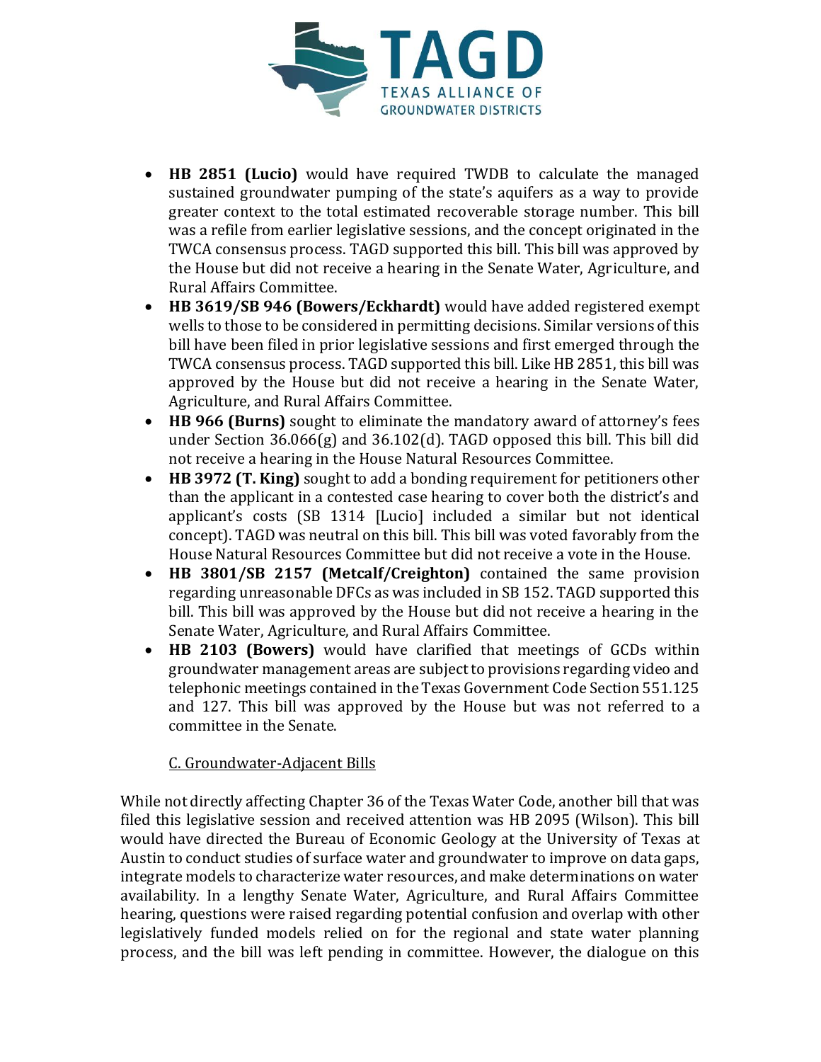- **HB 2851 (Lucio)** would have required TWDB to calculate the managed sustained groundwater pumping of the state's aquifers as a way to provide greater context to the total estimated recoverable storage number. This bill was a refile from earlier legislative sessions, and the concept originated in the TWCA consensus process. TAGD supported this bill. This bill was approved by the House but did not receive a hearing in the Senate Water, Agriculture, and Rural Affairs Committee.
- **HB 3619/SB 946 (Bowers/Eckhardt)** would have added registered exempt wells to those to be considered in permitting decisions. Similar versions of this bill have been filed in prior legislative sessions and first emerged through the TWCA consensus process. TAGD supported this bill. Like HB 2851, this bill was approved by the House but did not receive a hearing in the Senate Water, Agriculture, and Rural Affairs Committee.
- **HB 966 (Burns)** sought to eliminate the mandatory award of attorney's fees under Section 36.066(g) and 36.102(d). TAGD opposed this bill. This bill did not receive a hearing in the House Natural Resources Committee.
- **HB 3972 (T. King)** sought to add a bonding requirement for petitioners other than the applicant in a contested case hearing to cover both the district's and applicant's costs (SB 1314 [Lucio] included a similar but not identical concept). TAGD was neutral on this bill. This bill was voted favorably from the House Natural Resources Committee but did not receive a vote in the House.
- **HB 3801/SB 2157 (Metcalf/Creighton)** contained the same provision regarding unreasonable DFCs as was included in SB 152. TAGD supported this bill. This bill was approved by the House but did not receive a hearing in the Senate Water, Agriculture, and Rural Affairs Committee.
- **HB 2103 (Bowers)** would have clarified that meetings of GCDs within groundwater management areas are subject to provisions regarding video and telephonic meetings contained in the Texas Government Code Section 551.125 and 127. This bill was approved by the House but was not referred to a committee in the Senate.

### C. Groundwater-Adjacent Bills

While not directly affecting Chapter 36 of the Texas Water Code, another bill that was filed this legislative session and received attention was HB 2095 (Wilson). This bill would have directed the Bureau of Economic Geology at the University of Texas at Austin to conduct studies of surface water and groundwater to improve on data gaps, integrate models to characterize water resources, and make determinations on water availability. In a lengthy Senate Water, Agriculture, and Rural Affairs Committee hearing, questions were raised regarding potential confusion and overlap with other legislatively funded models relied on for the regional and state water planning process, and the bill was left pending in committee. However, the dialogue on this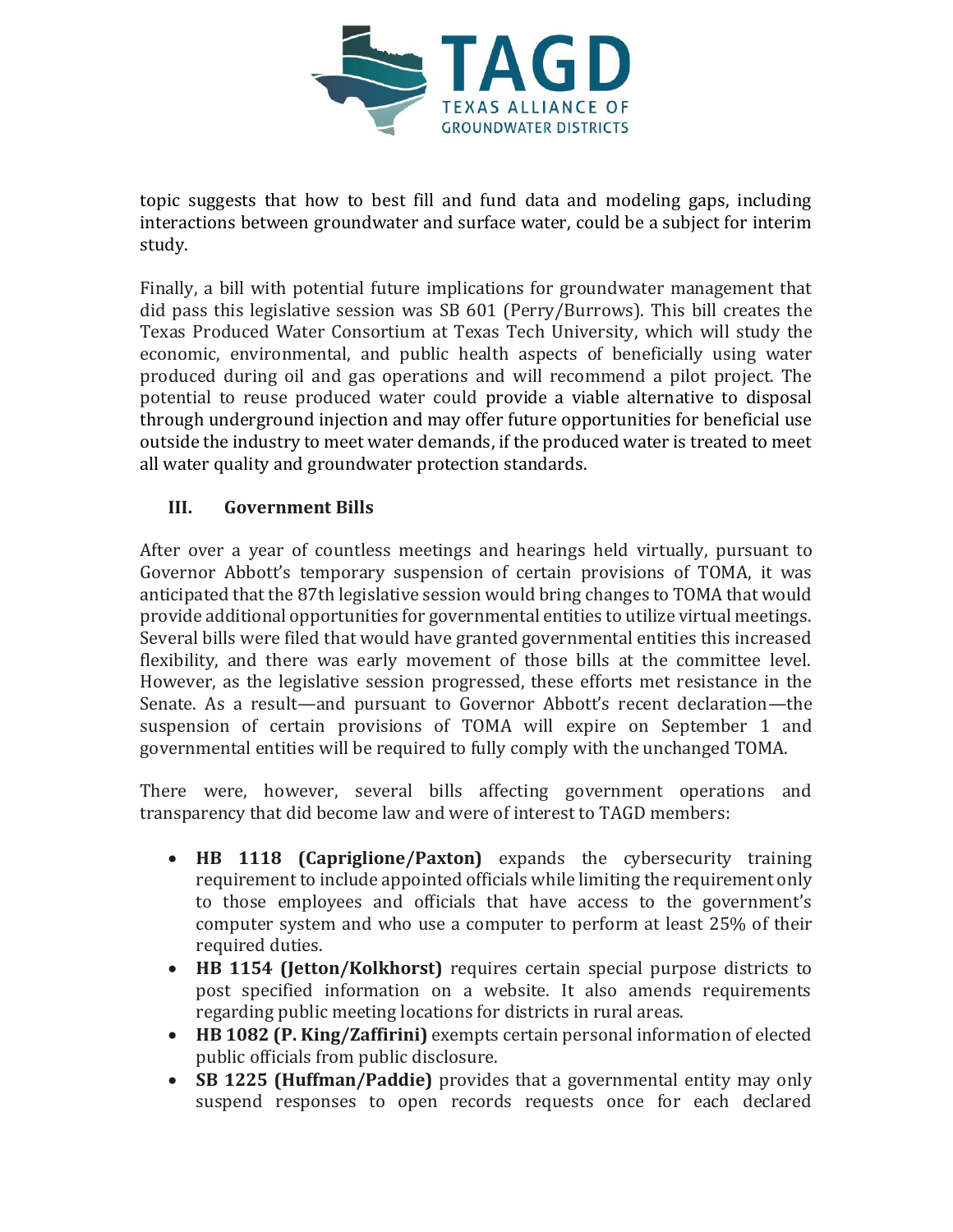topic suggests that how to best fill and fund data and modeling gaps, including interactions between groundwater and surface water, could be a subject for interim study.

Finally, a bill with potential future implications for groundwater management that did pass this legislative session was SB 601 (Perry/Burrows). This bill creates the Texas Produced Water Consortium at Texas Tech University, which will study the economic, environmental, and public health aspects of beneficially using water produced during oil and gas operations and will recommend a pilot project. The potential to reuse produced water could provide a viable alternative to disposal through underground injection and may offer future opportunities for beneficial use outside the industry to meet water demands, if the produced water is treated to meet all water quality and groundwater protection standards.

## III. Government Bills

After over a year of countless meetings and hearings held virtually, pursuant to Governor Abbott's temporary suspension of certain provisions of TOMA, it was anticipated that the 87th legislative session would bring changes to TOMA that would provide additional opportunities for governmental entities to utilize virtual meetings. Several bills were filed that would have granted governmental entities this increased flexibility, and there was early movement of those bills at the committee level. However, as the legislative session progressed, these efforts met resistance in the Senate. As a result—and pursuant to Governor Abbott's recent declaration—the suspension of certain provisions of TOMA will expire on September 1 and governmental entities will be required to fully comply with the unchanged TOMA.

There were, however, several bills affecting government operations and transparency that did become law and were of interest to TAGD members:

- **HB 1118 (Capriglione/Paxton)** expands the cybersecurity training requirement to include appointed officials while limiting the requirement only to those employees and officials that have access to the government's computer system and who use a computer to perform at least 25% of their required duties.
- **HB 1154 (Jetton/Kolkhorst)** requires certain special purpose districts to post specified information on a website. It also amends requirements regarding public meeting locations for districts in rural areas.
- **HB 1082 (P. King/Zaffirini)** exempts certain personal information of elected public officials from public disclosure.
- **SB 1225 (Huffman/Paddie)** provides that a governmental entity may only suspend responses to open records requests once for each declared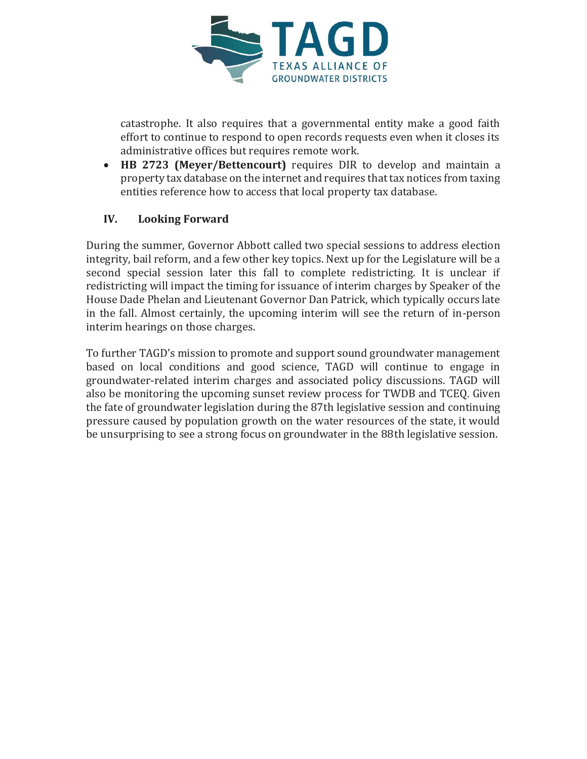catastrophe. It also requires that a governmental entity make a good faith effort to continue to respond to open records requests even when it closes its administrative offices but requires remote work.

- **HB 2723 (Meyer/Bettencourt)** requires DIR to develop and maintain a property tax database on the internet and requires that tax notices from taxing entities reference how to access that local property tax database.

## IV. Looking Forward

During the summer, Governor Abbott called two special sessions to address election integrity, bail reform, and a few other key topics. Next up for the Legislature will be a second special session later this fall to complete redistricting. It is unclear if redistricting will impact the timing for issuance of interim charges by Speaker of the House Dade Phelan and Lieutenant Governor Dan Patrick, which typically occurs late in the fall. Almost certainly, the upcoming interim will see the return of in-person interim hearings on those charges.

To further TAGD's mission to promote and support sound groundwater management based on local conditions and good science, TAGD will continue to engage in groundwater-related interim charges and associated policy discussions. TAGD will also be monitoring the upcoming sunset review process for TWDB and TCEQ. Given the fate of groundwater legislation during the 87th legislative session and continuing pressure caused by population growth on the water resources of the state, it would be unsurprising to see a strong focus on groundwater in the 88th legislative session.